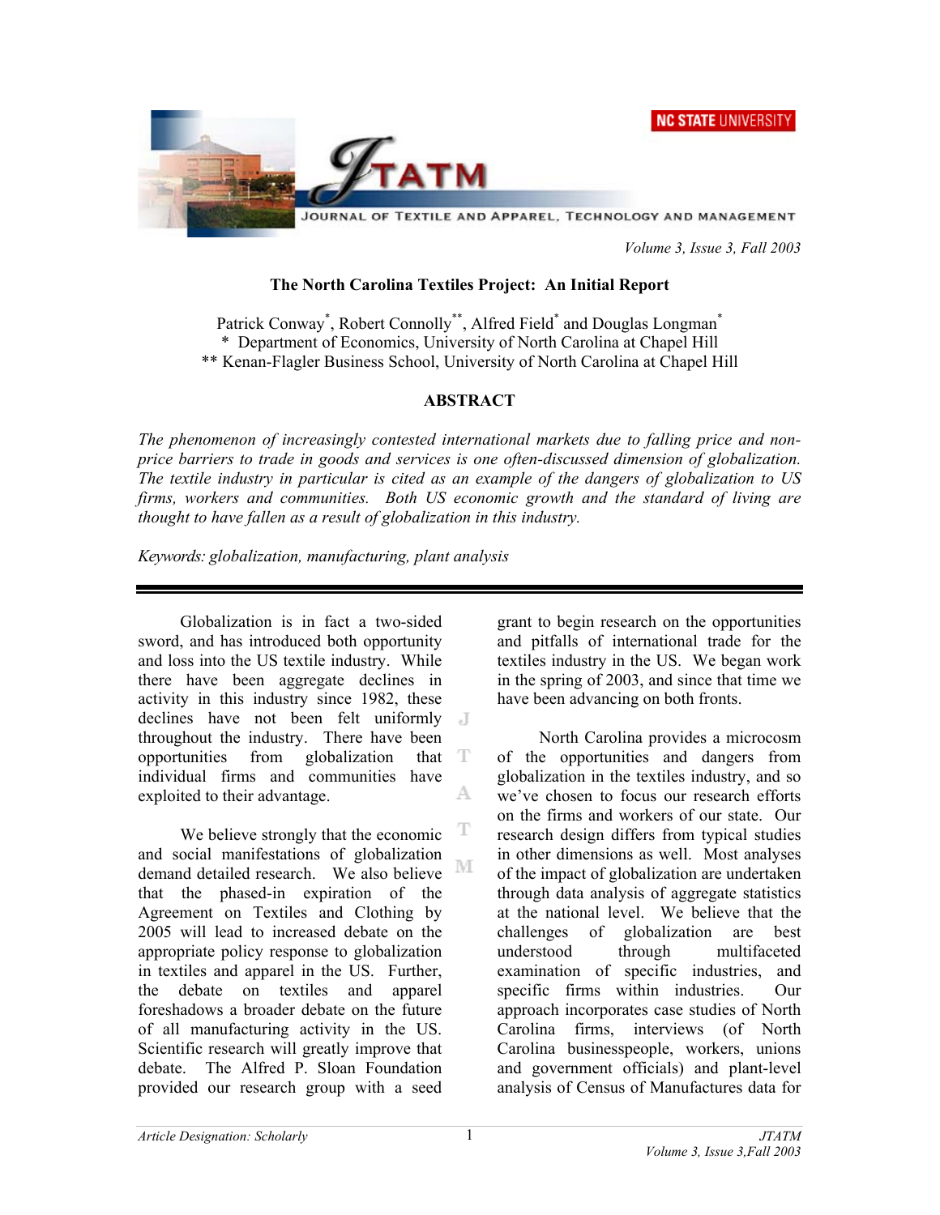# The North Carolina Textiles Project: An Initial Report

Patrick Conway[*], Robert Connolly[**], Alfred Field[*] and Douglas Longman[*]

[*] Department of Economics, University of North Carolina at Chapel Hill

[**] Kenan-Flagler Business School, University of North Carolina at Chapel Hill

## ABSTRACT

*The phenomenon of increasingly contested international markets due to falling price and non-price barriers to trade in goods and services is one often-discussed dimension of globalization. The textile industry in particular is cited as an example of the dangers of globalization to US firms, workers and communities. Both US economic growth and the standard of living are thought to have fallen as a result of globalization in this industry.*

*Keywords: globalization, manufacturing, plant analysis*

---

Globalization is in fact a two-sided sword, and has introduced both opportunity and loss into the US textile industry. While there have been aggregate declines in activity in this industry since 1982, these declines have not been felt uniformly throughout the industry. There have been opportunities from globalization that individual firms and communities have exploited to their advantage.

We believe strongly that the economic and social manifestations of globalization demand detailed research. We also believe that the phased-in expiration of the Agreement on Textiles and Clothing by 2005 will lead to increased debate on the appropriate policy response to globalization in textiles and apparel in the US. Further, the debate on textiles and apparel foreshadows a broader debate on the future of all manufacturing activity in the US. Scientific research will greatly improve that debate. The Alfred P. Sloan Foundation provided our research group with a seed grant to begin research on the opportunities and pitfalls of international trade for the textiles industry in the US. We began work in the spring of 2003, and since that time we have been advancing on both fronts.

North Carolina provides a microcosm of the opportunities and dangers from globalization in the textiles industry, and so we've chosen to focus our research efforts on the firms and workers of our state. Our research design differs from typical studies in other dimensions as well. Most analyses of the impact of globalization are undertaken through data analysis of aggregate statistics at the national level. We believe that the challenges of globalization are best understood through multifaceted examination of specific industries, and specific firms within industries. Our approach incorporates case studies of North Carolina firms, interviews (of North Carolina businesspeople, workers, unions and government officials) and plant-level analysis of Census of Manufactures data for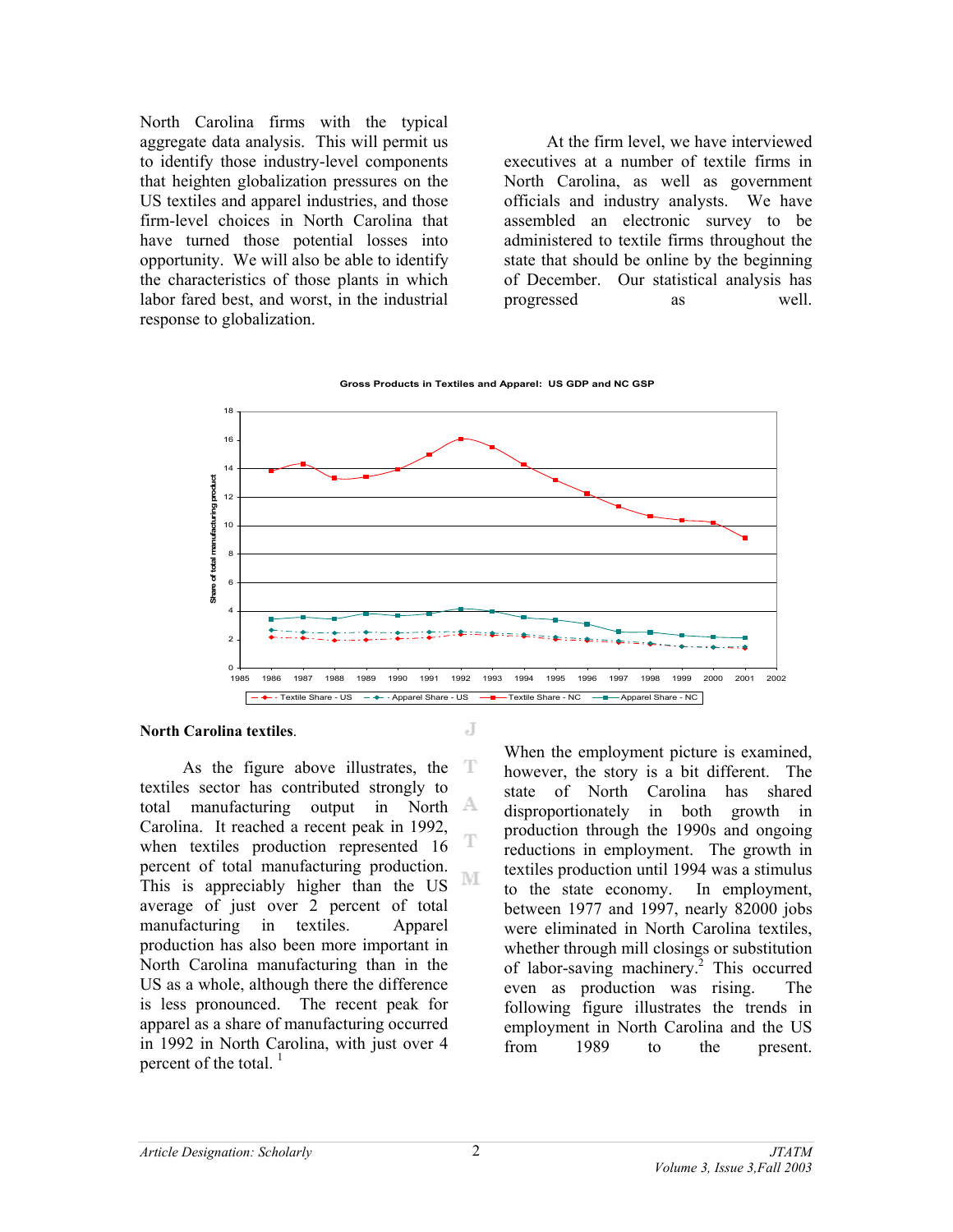North Carolina firms with the typical aggregate data analysis. This will permit us to identify those industry-level components that heighten globalization pressures on the US textiles and apparel industries, and those firm-level choices in North Carolina that have turned those potential losses into opportunity. We will also be able to identify the characteristics of those plants in which labor fared best, and worst, in the industrial response to globalization.

At the firm level, we have interviewed executives at a number of textile firms in North Carolina, as well as government officials and industry analysts. We have assembled an electronic survey to be administered to textile firms throughout the state that should be online by the beginning of December. Our statistical analysis has progressed as well.

**Gross Products in Textiles and Apparel: US GDP and NC GSP**

## North Carolina textiles.

As the figure above illustrates, the textiles sector has contributed strongly to total manufacturing output in North Carolina. It reached a recent peak in 1992, when textiles production represented 16 percent of total manufacturing production. This is appreciably higher than the US average of just over 2 percent of total manufacturing in textiles. Apparel production has also been more important in North Carolina manufacturing than in the US as a whole, although there the difference is less pronounced. The recent peak for apparel as a share of manufacturing occurred in 1992 in North Carolina, with just over 4 percent of the total. [1]

When the employment picture is examined, however, the story is a bit different. The state of North Carolina has shared disproportionately in both growth in production through the 1990s and ongoing reductions in employment. The growth in textiles production until 1994 was a stimulus to the state economy. In employment, between 1977 and 1997, nearly 82000 jobs were eliminated in North Carolina textiles, whether through mill closings or substitution of labor-saving machinery.[2] This occurred even as production was rising. The following figure illustrates the trends in employment in North Carolina and the US from 1989 to the present.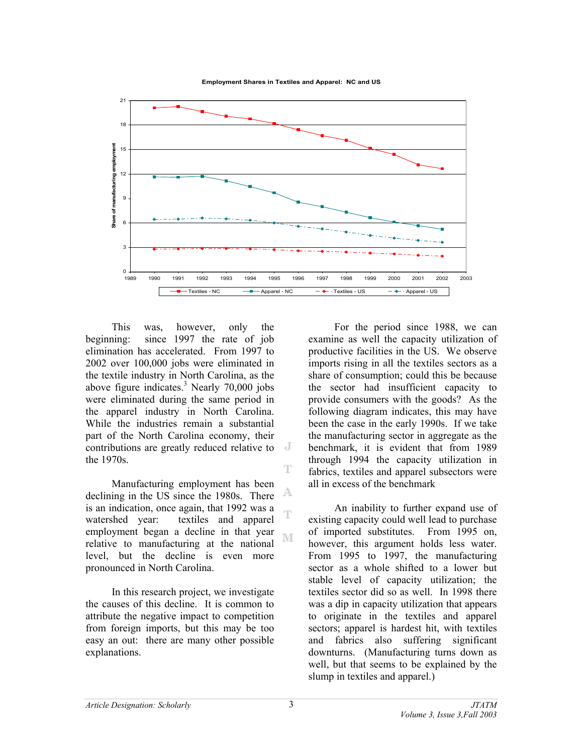**Employment Shares in Textiles and Apparel: NC and US**

This was, however, only the beginning: since 1997 the rate of job elimination has accelerated. From 1997 to 2002 over 100,000 jobs were eliminated in the textile industry in North Carolina, as the above figure indicates.[3] Nearly 70,000 jobs were eliminated during the same period in the apparel industry in North Carolina. While the industries remain a substantial part of the North Carolina economy, their contributions are greatly reduced relative to the 1970s.

Manufacturing employment has been declining in the US since the 1980s. There is an indication, once again, that 1992 was a watershed year: textiles and apparel employment began a decline in that year relative to manufacturing at the national level, but the decline is even more pronounced in North Carolina.

In this research project, we investigate the causes of this decline. It is common to attribute the negative impact to competition from foreign imports, but this may be too easy an out: there are many other possible explanations.

For the period since 1988, we can examine as well the capacity utilization of productive facilities in the US. We observe imports rising in all the textiles sectors as a share of consumption; could this be because the sector had insufficient capacity to provide consumers with the goods? As the following diagram indicates, this may have been the case in the early 1990s. If we take the manufacturing sector in aggregate as the benchmark, it is evident that from 1989 through 1994 the capacity utilization in fabrics, textiles and apparel subsectors were all in excess of the benchmark

An inability to further expand use of existing capacity could well lead to purchase of imported substitutes. From 1995 on, however, this argument holds less water. From 1995 to 1997, the manufacturing sector as a whole shifted to a lower but stable level of capacity utilization; the textiles sector did so as well. In 1998 there was a dip in capacity utilization that appears to originate in the textiles and apparel sectors; apparel is hardest hit, with textiles and fabrics also suffering significant downturns. (Manufacturing turns down as well, but that seems to be explained by the slump in textiles and apparel.)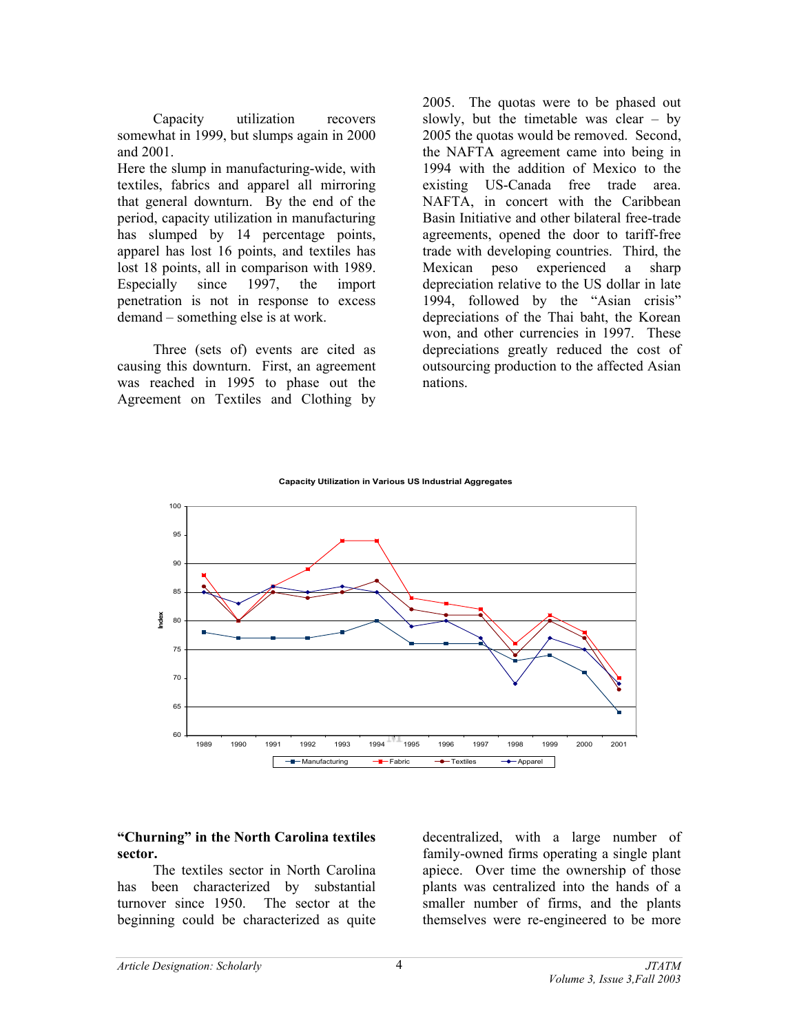Capacity utilization recovers somewhat in 1999, but slumps again in 2000 and 2001.
Here the slump in manufacturing-wide, with textiles, fabrics and apparel all mirroring that general downturn. By the end of the period, capacity utilization in manufacturing has slumped by 14 percentage points, apparel has lost 16 points, and textiles has lost 18 points, all in comparison with 1989. Especially since 1997, the import penetration is not in response to excess demand – something else is at work.

Three (sets of) events are cited as causing this downturn. First, an agreement was reached in 1995 to phase out the Agreement on Textiles and Clothing by 2005. The quotas were to be phased out slowly, but the timetable was clear – by 2005 the quotas would be removed. Second, the NAFTA agreement came into being in 1994 with the addition of Mexico to the existing US-Canada free trade area. NAFTA, in concert with the Caribbean Basin Initiative and other bilateral free-trade agreements, opened the door to tariff-free trade with developing countries. Third, the Mexican peso experienced a sharp depreciation relative to the US dollar in late 1994, followed by the "Asian crisis" depreciations of the Thai baht, the Korean won, and other currencies in 1997. These depreciations greatly reduced the cost of outsourcing production to the affected Asian nations.

**Capacity Utilization in Various US Industrial Aggregates**

| Year | Manufacturing | Fabric | Textiles | Apparel |
|---|---|---|---|---|
| 1989 | 78 | 88 | 86 | 85 |
| 1990 | 77 | 80 | 80 | 83 |
| 1991 | 77 | 86 | 85 | 86 |
| 1992 | 77 | 89 | 84 | 85 |
| 1993 | 78 | 94 | 85 | 86 |
| 1994 | 80 | 94 | 87 | 85 |
| 1995 | 76 | 84 | 82 | 79 |
| 1996 | 76 | 83 | 81 | 80 |
| 1997 | 76 | 82 | 81 | 77 |
| 1998 | 73 | 76 | 74 | 69 |
| 1999 | 74 | 81 | 80 | 77 |
| 2000 | 71 | 78 | 77 | 75 |
| 2001 | 64 | 70 | 68 | 69 |

## "Churning" in the North Carolina textiles sector.

The textiles sector in North Carolina has been characterized by substantial turnover since 1950. The sector at the beginning could be characterized as quite decentralized, with a large number of family-owned firms operating a single plant apiece. Over time the ownership of those plants was centralized into the hands of a smaller number of firms, and the plants themselves were re-engineered to be more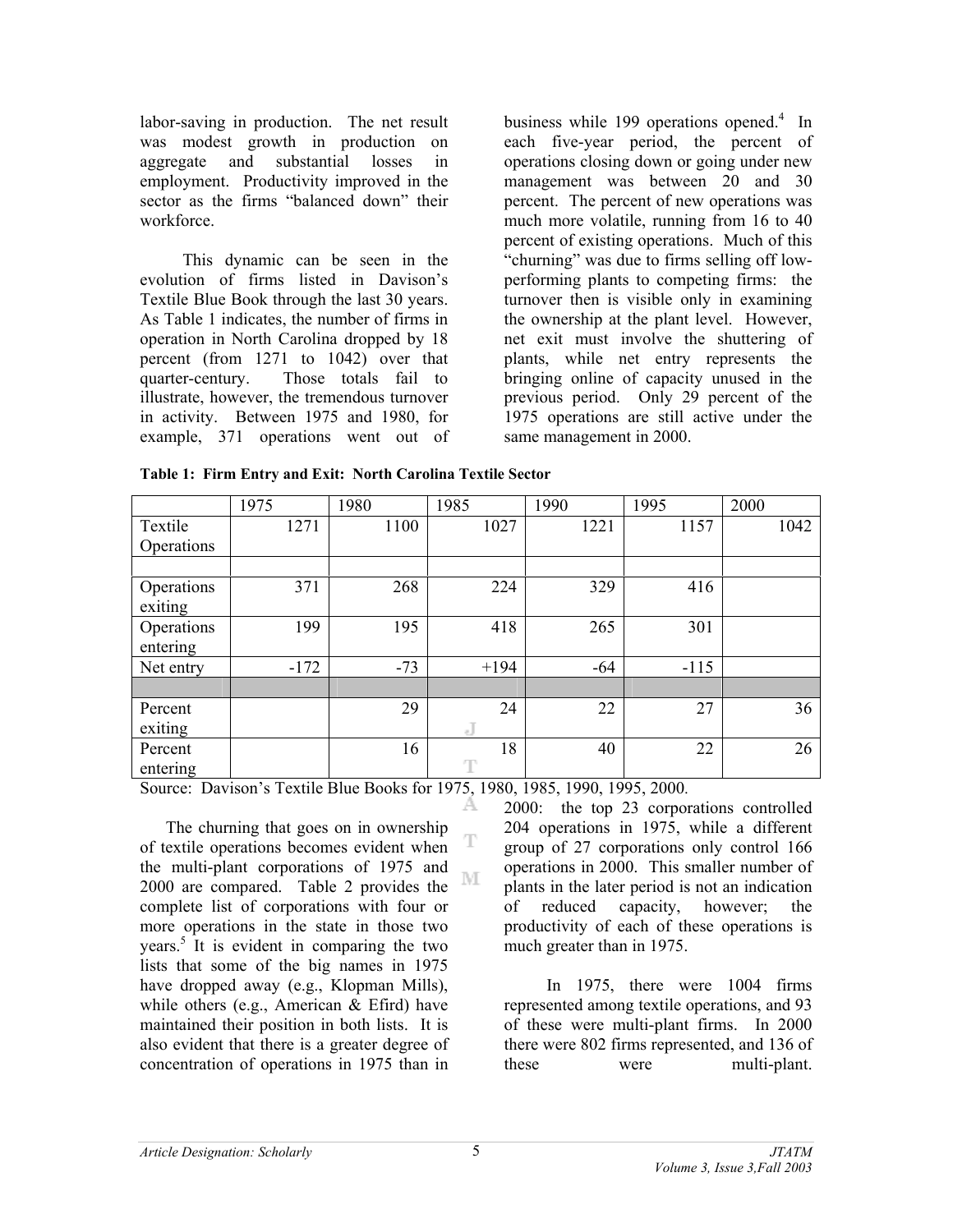labor-saving in production. The net result was modest growth in production on aggregate and substantial losses in employment. Productivity improved in the sector as the firms "balanced down" their workforce.

This dynamic can be seen in the evolution of firms listed in Davison's Textile Blue Book through the last 30 years. As Table 1 indicates, the number of firms in operation in North Carolina dropped by 18 percent (from 1271 to 1042) over that quarter-century. Those totals fail to illustrate, however, the tremendous turnover in activity. Between 1975 and 1980, for example, 371 operations went out of business while 199 operations opened.[4] In each five-year period, the percent of operations closing down or going under new management was between 20 and 30 percent. The percent of new operations was much more volatile, running from 16 to 40 percent of existing operations. Much of this "churning" was due to firms selling off low-performing plants to competing firms: the turnover then is visible only in examining the ownership at the plant level. However, net exit must involve the shuttering of plants, while net entry represents the bringing online of capacity unused in the previous period. Only 29 percent of the 1975 operations are still active under the same management in 2000.

**Table 1: Firm Entry and Exit: North Carolina Textile Sector**

| | 1975 | 1980 | 1985 | 1990 | 1995 | 2000 |
|---|---|---|---|---|---|---|
| Textile Operations | 1271 | 1100 | 1027 | 1221 | 1157 | 1042 |
| | | | | | | |
| Operations exiting | 371 | 268 | 224 | 329 | 416 | |
| Operations entering | 199 | 195 | 418 | 265 | 301 | |
| Net entry | -172 | -73 | +194 | -64 | -115 | |
| | | | | | | |
| Percent exiting | | 29 | 24 | 22 | 27 | 36 |
| Percent entering | | 16 | 18 | 40 | 22 | 26 |

Source: Davison's Textile Blue Books for 1975, 1980, 1985, 1990, 1995, 2000.

The churning that goes on in ownership of textile operations becomes evident when the multi-plant corporations of 1975 and 2000 are compared. Table 2 provides the complete list of corporations with four or more operations in the state in those years.[5] It is evident in comparing the two lists that some of the big names in 1975 have dropped away (e.g., Klopman Mills), while others (e.g., American & Efird) have maintained their position in both lists. It is also evident that there is a greater degree of concentration of operations in 1975 than in 2000: the top 23 corporations controlled 204 operations in 1975, while a different group of 27 corporations only control 166 operations in 2000. This smaller number of plants in the later period is not an indication of reduced capacity, however; the productivity of each of these operations is much greater than in 1975.

In 1975, there were 1004 firms represented among textile operations, and 93 of these were multi-plant firms. In 2000 there were 802 firms represented, and 136 of these were multi-plant.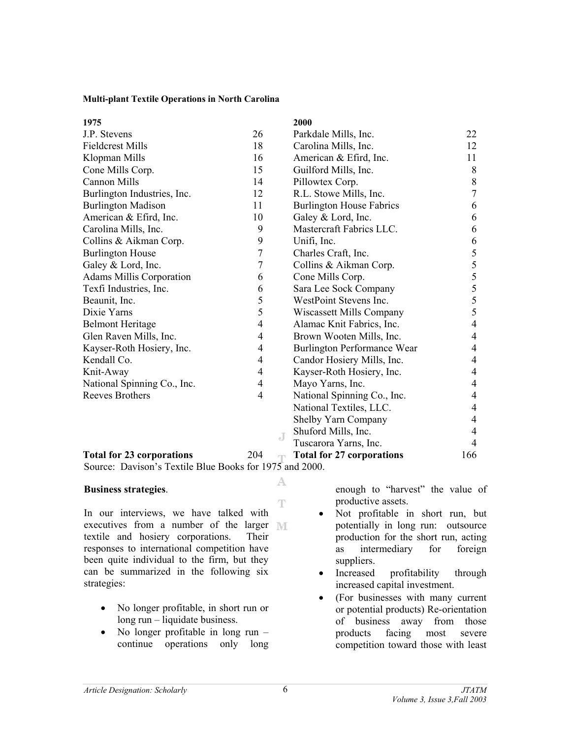**Multi-plant Textile Operations in North Carolina**

| 1975 | | 2000 | |
|---|---|---|---|
| J.P. Stevens | 26 | Parkdale Mills, Inc. | 22 |
| Fieldcrest Mills | 18 | Carolina Mills, Inc. | 12 |
| Klopman Mills | 16 | American & Efird, Inc. | 11 |
| Cone Mills Corp. | 15 | Guilford Mills, Inc. | 8 |
| Cannon Mills | 14 | Pillowtex Corp. | 8 |
| Burlington Industries, Inc. | 12 | R.L. Stowe Mills, Inc. | 7 |
| Burlington Madison | 11 | Burlington House Fabrics | 6 |
| American & Efird, Inc. | 10 | Galey & Lord, Inc. | 6 |
| Carolina Mills, Inc. | 9 | Mastercraft Fabrics LLC. | 6 |
| Collins & Aikman Corp. | 9 | Unifi, Inc. | 6 |
| Burlington House | 7 | Charles Craft, Inc. | 5 |
| Galey & Lord, Inc. | 7 | Collins & Aikman Corp. | 5 |
| Adams Millis Corporation | 6 | Cone Mills Corp. | 5 |
| Texfi Industries, Inc. | 6 | Sara Lee Sock Company | 5 |
| Beaunit, Inc. | 5 | WestPoint Stevens Inc. | 5 |
| Dixie Yarns | 5 | Wiscassett Mills Company | 5 |
| Belmont Heritage | 4 | Alamac Knit Fabrics, Inc. | 4 |
| Glen Raven Mills, Inc. | 4 | Brown Wooten Mills, Inc. | 4 |
| Kayser-Roth Hosiery, Inc. | 4 | Burlington Performance Wear | 4 |
| Kendall Co. | 4 | Candor Hosiery Mills, Inc. | 4 |
| Knit-Away | 4 | Kayser-Roth Hosiery, Inc. | 4 |
| National Spinning Co., Inc. | 4 | Mayo Yarns, Inc. | 4 |
| Reeves Brothers | 4 | National Spinning Co., Inc. | 4 |
| | | National Textiles, LLC. | 4 |
| | | Shelby Yarn Company | 4 |
| | | Shuford Mills, Inc. | 4 |
| | | Tuscarora Yarns, Inc. | 4 |
| **Total for 23 corporations** | 204 | **Total for 27 corporations** | 166 |

Source: Davison's Textile Blue Books for 1975 and 2000.

**Business strategies**.

In our interviews, we have talked with executives from a number of the larger textile and hosiery corporations. Their responses to international competition have been quite individual to the firm, but they can be summarized in the following six strategies:

- No longer profitable, in short run or long run – liquidate business.
- No longer profitable in long run – continue operations only long enough to "harvest" the value of productive assets.
- Not profitable in short run, but potentially in long run: outsource production for the short run, acting as intermediary for foreign suppliers.
- Increased profitability through increased capital investment.
- (For businesses with many current or potential products) Re-orientation of business away from those products facing most severe competition toward those with least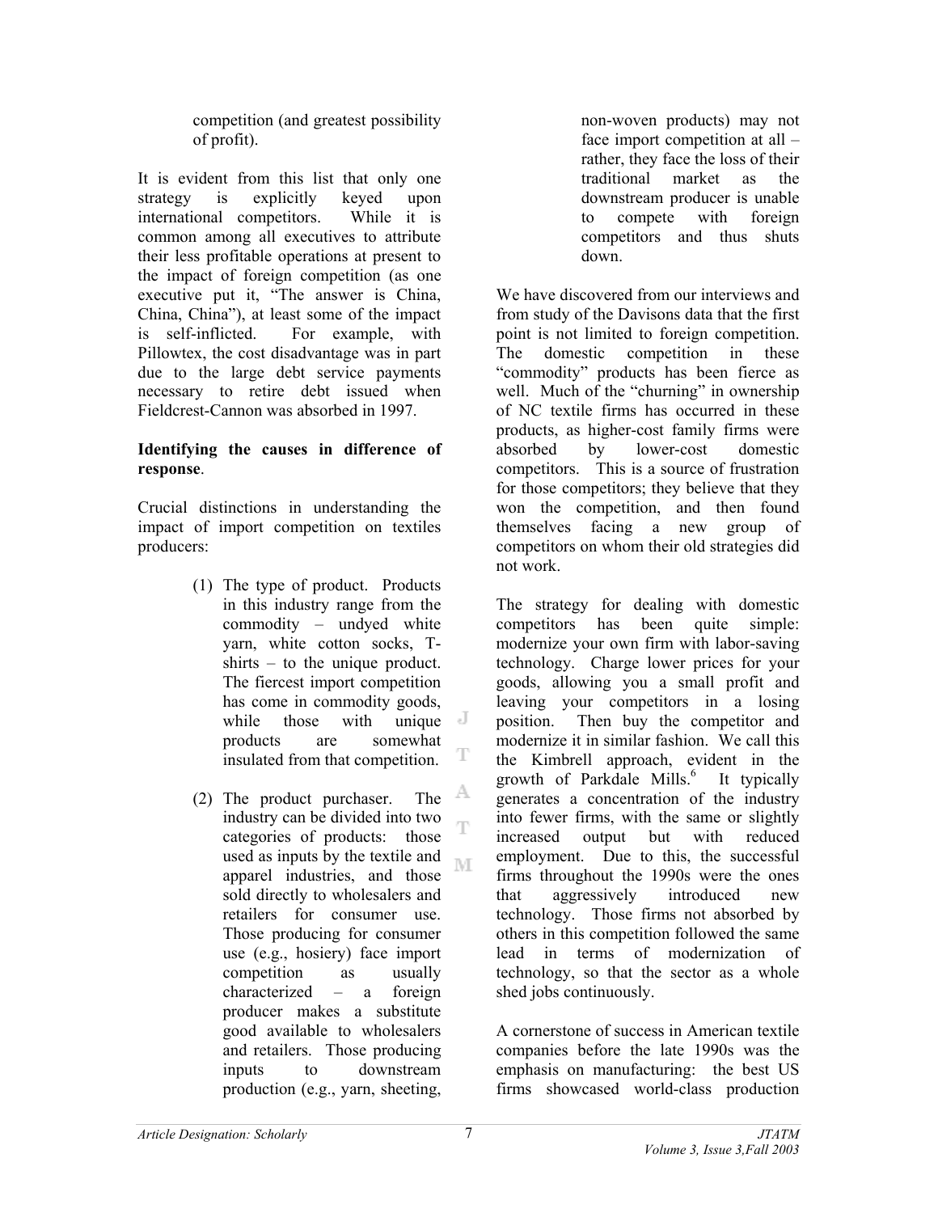competition (and greatest possibility of profit).

It is evident from this list that only one strategy is explicitly keyed upon international competitors. While it is common among all executives to attribute their less profitable operations at present to the impact of foreign competition (as one executive put it, "The answer is China, China, China"), at least some of the impact is self-inflicted. For example, with Pillowtex, the cost disadvantage was in part due to the large debt service payments necessary to retire debt issued when Fieldcrest-Cannon was absorbed in 1997.

**Identifying the causes in difference of response**.

Crucial distinctions in understanding the impact of import competition on textiles producers:

(1) The type of product. Products in this industry range from the commodity – undyed white yarn, white cotton socks, T-shirts – to the unique product. The fiercest import competition has come in commodity goods, while those with unique products are somewhat insulated from that competition.

(2) The product purchaser. The industry can be divided into two categories of products: those used as inputs by the textile and apparel industries, and those sold directly to wholesalers and retailers for consumer use. Those producing for consumer use (e.g., hosiery) face import competition as usually characterized – a foreign producer makes a substitute good available to wholesalers and retailers. Those producing inputs to downstream production (e.g., yarn, sheeting, non-woven products) may not face import competition at all – rather, they face the loss of their traditional market as the downstream producer is unable to compete with foreign competitors and thus shuts down.

We have discovered from our interviews and from study of the Davisons data that the first point is not limited to foreign competition. The domestic competition in these "commodity" products has been fierce as well. Much of the "churning" in ownership of NC textile firms has occurred in these products, as higher-cost family firms were absorbed by lower-cost domestic competitors. This is a source of frustration for those competitors; they believe that they won the competition, and then found themselves facing a new group of competitors on whom their old strategies did not work.

The strategy for dealing with domestic competitors has been quite simple: modernize your own firm with labor-saving technology. Charge lower prices for your goods, allowing you a small profit and leaving your competitors in a losing position. Then buy the competitor and modernize it in similar fashion. We call this the Kimbrell approach, evident in the growth of Parkdale Mills.[6] It typically generates a concentration of the industry into fewer firms, with the same or slightly increased output but with reduced employment. Due to this, the successful firms throughout the 1990s were the ones that aggressively introduced new technology. Those firms not absorbed by others in this competition followed the same lead in terms of modernization of technology, so that the sector as a whole shed jobs continuously.

A cornerstone of success in American textile companies before the late 1990s was the emphasis on manufacturing: the best US firms showcased world-class production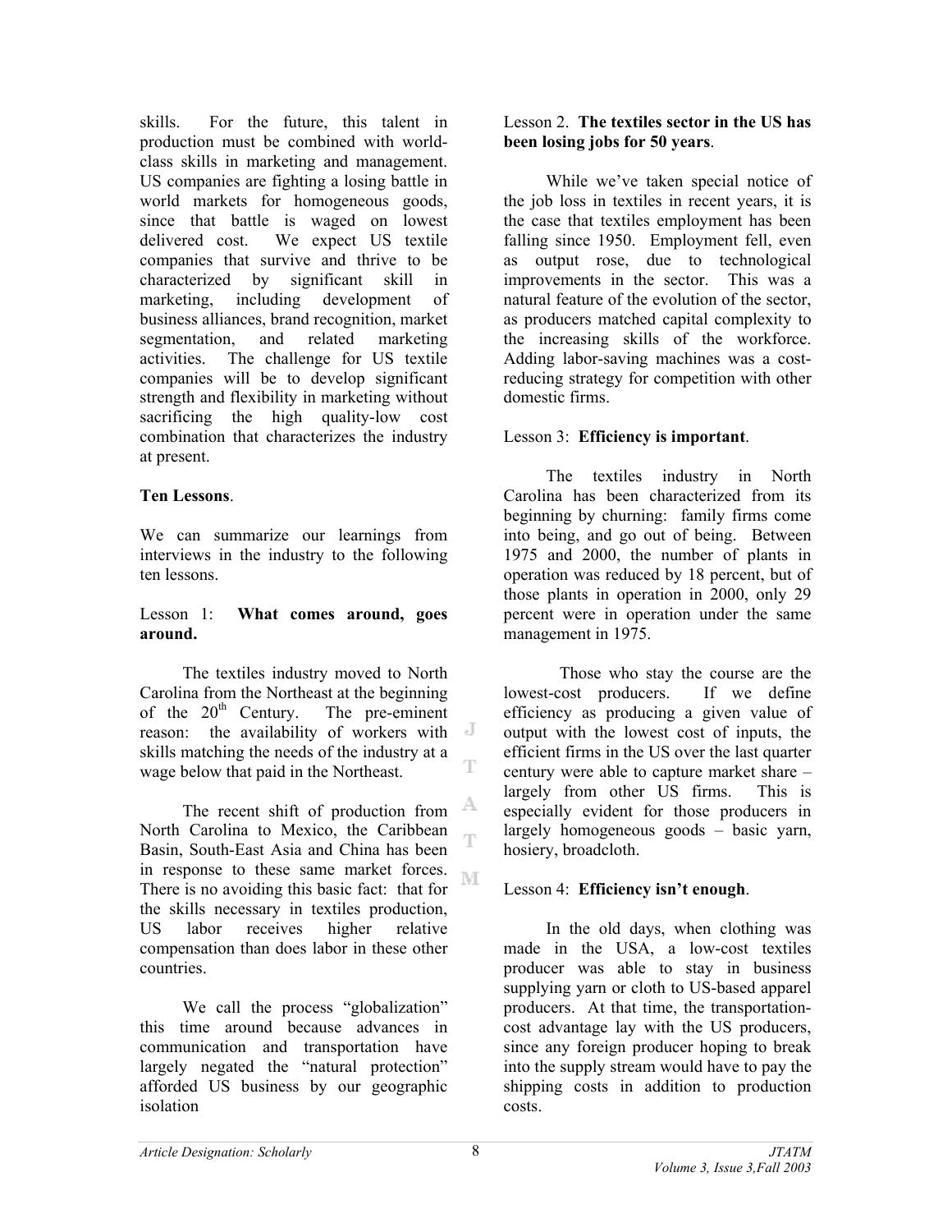skills. For the future, this talent in production must be combined with world-class skills in marketing and management. US companies are fighting a losing battle in world markets for homogeneous goods, since that battle is waged on lowest delivered cost. We expect US textile companies that survive and thrive to be characterized by significant skill in marketing, including development of business alliances, brand recognition, market segmentation, and related marketing activities. The challenge for US textile companies will be to develop significant strength and flexibility in marketing without sacrificing the high quality-low cost combination that characterizes the industry at present.

**Ten Lessons**.

We can summarize our learnings from interviews in the industry to the following ten lessons.

Lesson 1: **What comes around, goes around.**

The textiles industry moved to North Carolina from the Northeast at the beginning of the 20th Century. The pre-eminent reason: the availability of workers with skills matching the needs of the industry at a wage below that paid in the Northeast.

The recent shift of production from North Carolina to Mexico, the Caribbean Basin, South-East Asia and China has been in response to these same market forces. There is no avoiding this basic fact: that for the skills necessary in textiles production, US labor receives higher relative compensation than does labor in these other countries.

We call the process "globalization" this time around because advances in communication and transportation have largely negated the "natural protection" afforded US business by our geographic isolation

Lesson 2. **The textiles sector in the US has been losing jobs for 50 years**.

While we've taken special notice of the job loss in textiles in recent years, it is the case that textiles employment has been falling since 1950. Employment fell, even as output rose, due to technological improvements in the sector. This was a natural feature of the evolution of the sector, as producers matched capital complexity to the increasing skills of the workforce. Adding labor-saving machines was a cost-reducing strategy for competition with other domestic firms.

Lesson 3: **Efficiency is important**.

The textiles industry in North Carolina has been characterized from its beginning by churning: family firms come into being, and go out of being. Between 1975 and 2000, the number of plants in operation was reduced by 18 percent, but of those plants in operation in 2000, only 29 percent were in operation under the same management in 1975.

Those who stay the course are the lowest-cost producers. If we define efficiency as producing a given value of output with the lowest cost of inputs, the efficient firms in the US over the last quarter century were able to capture market share – largely from other US firms. This is especially evident for those producers in largely homogeneous goods – basic yarn, hosiery, broadcloth.

Lesson 4: **Efficiency isn't enough**.

In the old days, when clothing was made in the USA, a low-cost textiles producer was able to stay in business supplying yarn or cloth to US-based apparel producers. At that time, the transportation-cost advantage lay with the US producers, since any foreign producer hoping to break into the supply stream would have to pay the shipping costs in addition to production costs.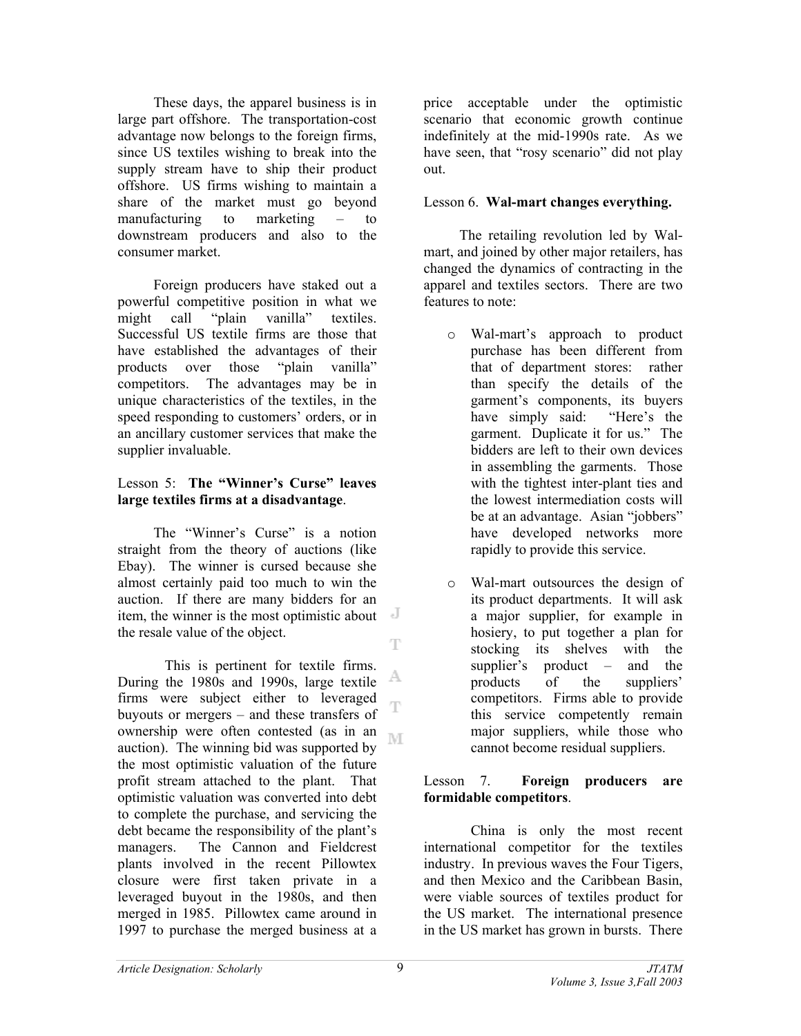These days, the apparel business is in large part offshore. The transportation-cost advantage now belongs to the foreign firms, since US textiles wishing to break into the supply stream have to ship their product offshore. US firms wishing to maintain a share of the market must go beyond manufacturing to marketing – to downstream producers and also to the consumer market.

Foreign producers have staked out a powerful competitive position in what we might call "plain vanilla" textiles. Successful US textile firms are those that have established the advantages of their products over those "plain vanilla" competitors. The advantages may be in unique characteristics of the textiles, in the speed responding to customers' orders, or in an ancillary customer services that make the supplier invaluable.

Lesson 5: **The "Winner's Curse" leaves large textiles firms at a disadvantage**.

The "Winner's Curse" is a notion straight from the theory of auctions (like Ebay). The winner is cursed because she almost certainly paid too much to win the auction. If there are many bidders for an item, the winner is the most optimistic about the resale value of the object.

This is pertinent for textile firms. During the 1980s and 1990s, large textile firms were subject either to leveraged buyouts or mergers – and these transfers of ownership were often contested (as in an auction). The winning bid was supported by the most optimistic valuation of the future profit stream attached to the plant. That optimistic valuation was converted into debt to complete the purchase, and servicing the debt became the responsibility of the plant's managers. The Cannon and Fieldcrest plants involved in the recent Pillowtex closure were first taken private in a leveraged buyout in the 1980s, and then merged in 1985. Pillowtex came around in 1997 to purchase the merged business at a price acceptable under the optimistic scenario that economic growth continue indefinitely at the mid-1990s rate. As we have seen, that "rosy scenario" did not play out.

Lesson 6. **Wal-mart changes everything.**

The retailing revolution led by Wal-mart, and joined by other major retailers, has changed the dynamics of contracting in the apparel and textiles sectors. There are two features to note:

- Wal-mart's approach to product purchase has been different from that of department stores: rather than specify the details of the garment's components, its buyers have simply said: "Here's the garment. Duplicate it for us." The bidders are left to their own devices in assembling the garments. Those with the tightest inter-plant ties and the lowest intermediation costs will be at an advantage. Asian "jobbers" have developed networks more rapidly to provide this service.

- Wal-mart outsources the design of its product departments. It will ask a major supplier, for example in hosiery, to put together a plan for stocking its shelves with the supplier's product – and the products of the suppliers' competitors. Firms able to provide this service competently remain major suppliers, while those who cannot become residual suppliers.

Lesson 7. **Foreign producers are formidable competitors**.

China is only the most recent international competitor for the textiles industry. In previous waves the Four Tigers, and then Mexico and the Caribbean Basin, were viable sources of textiles product for the US market. The international presence in the US market has grown in bursts. There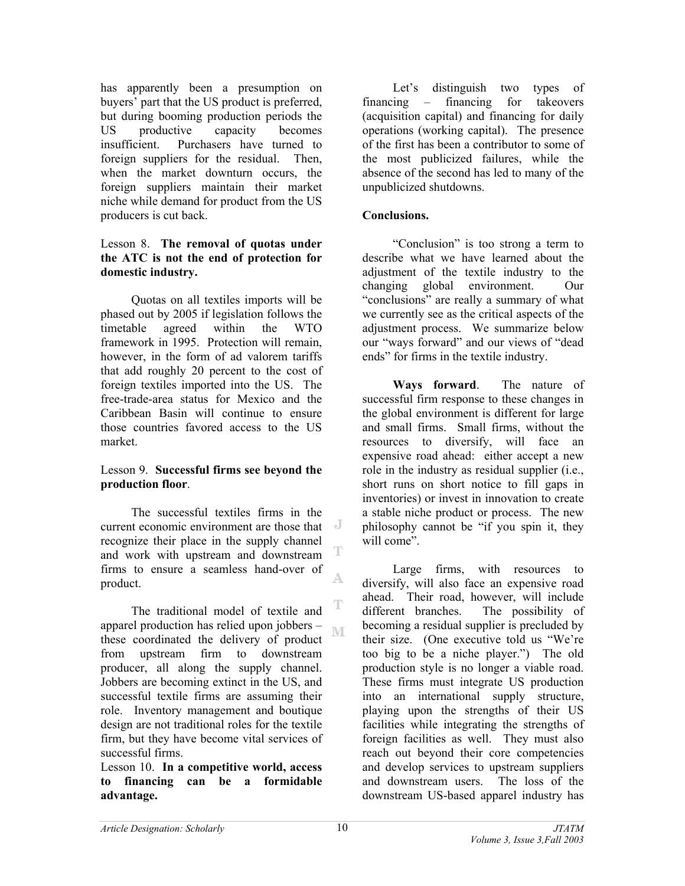has apparently been a presumption on buyers' part that the US product is preferred, but during booming production periods the US productive capacity becomes insufficient. Purchasers have turned to foreign suppliers for the residual. Then, when the market downturn occurs, the foreign suppliers maintain their market niche while demand for product from the US producers is cut back.

Lesson 8. **The removal of quotas under the ATC is not the end of protection for domestic industry.**

Quotas on all textiles imports will be phased out by 2005 if legislation follows the timetable agreed within the WTO framework in 1995. Protection will remain, however, in the form of ad valorem tariffs that add roughly 20 percent to the cost of foreign textiles imported into the US. The free-trade-area status for Mexico and the Caribbean Basin will continue to ensure those countries favored access to the US market.

Lesson 9. **Successful firms see beyond the production floor**.

The successful textiles firms in the current economic environment are those that recognize their place in the supply channel and work with upstream and downstream firms to ensure a seamless hand-over of product.

The traditional model of textile and apparel production has relied upon jobbers – these coordinated the delivery of product from upstream firm to downstream producer, all along the supply channel. Jobbers are becoming extinct in the US, and successful textile firms are assuming their role. Inventory management and boutique design are not traditional roles for the textile firm, but they have become vital services of successful firms.

Lesson 10. **In a competitive world, access to financing can be a formidable advantage.**

Let's distinguish two types of financing – financing for takeovers (acquisition capital) and financing for daily operations (working capital). The presence of the first has been a contributor to some of the most publicized failures, while the absence of the second has led to many of the unpublicized shutdowns.

**Conclusions.**

"Conclusion" is too strong a term to describe what we have learned about the adjustment of the textile industry to the changing global environment. Our "conclusions" are really a summary of what we currently see as the critical aspects of the adjustment process. We summarize below our "ways forward" and our views of "dead ends" for firms in the textile industry.

**Ways forward**. The nature of successful firm response to these changes in the global environment is different for large and small firms. Small firms, without the resources to diversify, will face an expensive road ahead: either accept a new role in the industry as residual supplier (i.e., short runs on short notice to fill gaps in inventories) or invest in innovation to create a stable niche product or process. The new philosophy cannot be "if you spin it, they will come".

Large firms, with resources to diversify, will also face an expensive road ahead. Their road, however, will include different branches. The possibility of becoming a residual supplier is precluded by their size. (One executive told us "We're too big to be a niche player.") The old production style is no longer a viable road. These firms must integrate US production into an international supply structure, playing upon the strengths of their US facilities while integrating the strengths of foreign facilities as well. They must also reach out beyond their core competencies and develop services to upstream suppliers and downstream users. The loss of the downstream US-based apparel industry has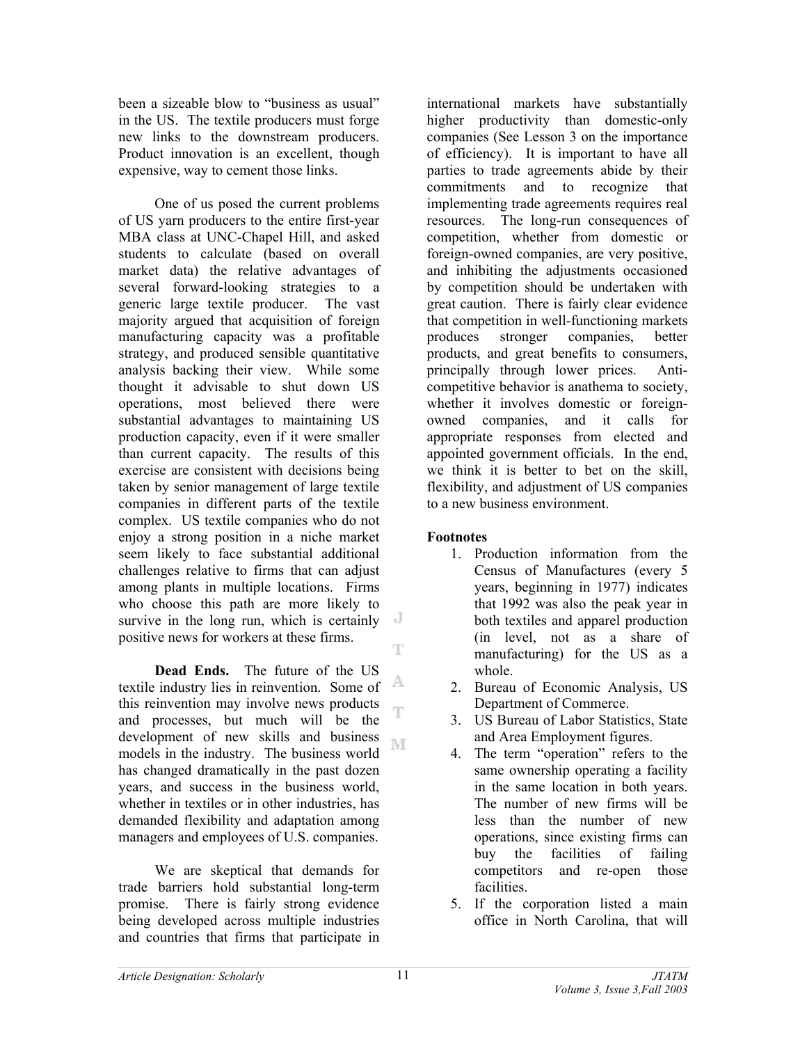been a sizeable blow to "business as usual" in the US. The textile producers must forge new links to the downstream producers. Product innovation is an excellent, though expensive, way to cement those links.

One of us posed the current problems of US yarn producers to the entire first-year MBA class at UNC-Chapel Hill, and asked students to calculate (based on overall market data) the relative advantages of several forward-looking strategies to a generic large textile producer. The vast majority argued that acquisition of foreign manufacturing capacity was a profitable strategy, and produced sensible quantitative analysis backing their view. While some thought it advisable to shut down US operations, most believed there were substantial advantages to maintaining US production capacity, even if it were smaller than current capacity. The results of this exercise are consistent with decisions being taken by senior management of large textile companies in different parts of the textile complex. US textile companies who do not enjoy a strong position in a niche market seem likely to face substantial additional challenges relative to firms that can adjust among plants in multiple locations. Firms who choose this path are more likely to survive in the long run, which is certainly positive news for workers at these firms.

**Dead Ends.** The future of the US textile industry lies in reinvention. Some of this reinvention may involve news products and processes, but much will be the development of new skills and business models in the industry. The business world has changed dramatically in the past dozen years, and success in the business world, whether in textiles or in other industries, has demanded flexibility and adaptation among managers and employees of U.S. companies.

We are skeptical that demands for trade barriers hold substantial long-term promise. There is fairly strong evidence being developed across multiple industries and countries that firms that participate in international markets have substantially higher productivity than domestic-only companies (See Lesson 3 on the importance of efficiency). It is important to have all parties to trade agreements abide by their commitments and to recognize that implementing trade agreements requires real resources. The long-run consequences of competition, whether from domestic or foreign-owned companies, are very positive, and inhibiting the adjustments occasioned by competition should be undertaken with great caution. There is fairly clear evidence that competition in well-functioning markets produces stronger companies, better products, and great benefits to consumers, principally through lower prices. Anti-competitive behavior is anathema to society, whether it involves domestic or foreign-owned companies, and it calls for appropriate responses from elected and appointed government officials. In the end, we think it is better to bet on the skill, flexibility, and adjustment of US companies to a new business environment.

**Footnotes**

1. Production information from the Census of Manufactures (every 5 years, beginning in 1977) indicates that 1992 was also the peak year in both textiles and apparel production (in level, not as a share of manufacturing) for the US as a whole.
2. Bureau of Economic Analysis, US Department of Commerce.
3. US Bureau of Labor Statistics, State and Area Employment figures.
4. The term "operation" refers to the same ownership operating a facility in the same location in both years. The number of new firms will be less than the number of new operations, since existing firms can buy the facilities of failing competitors and re-open those facilities.
5. If the corporation listed a main office in North Carolina, that will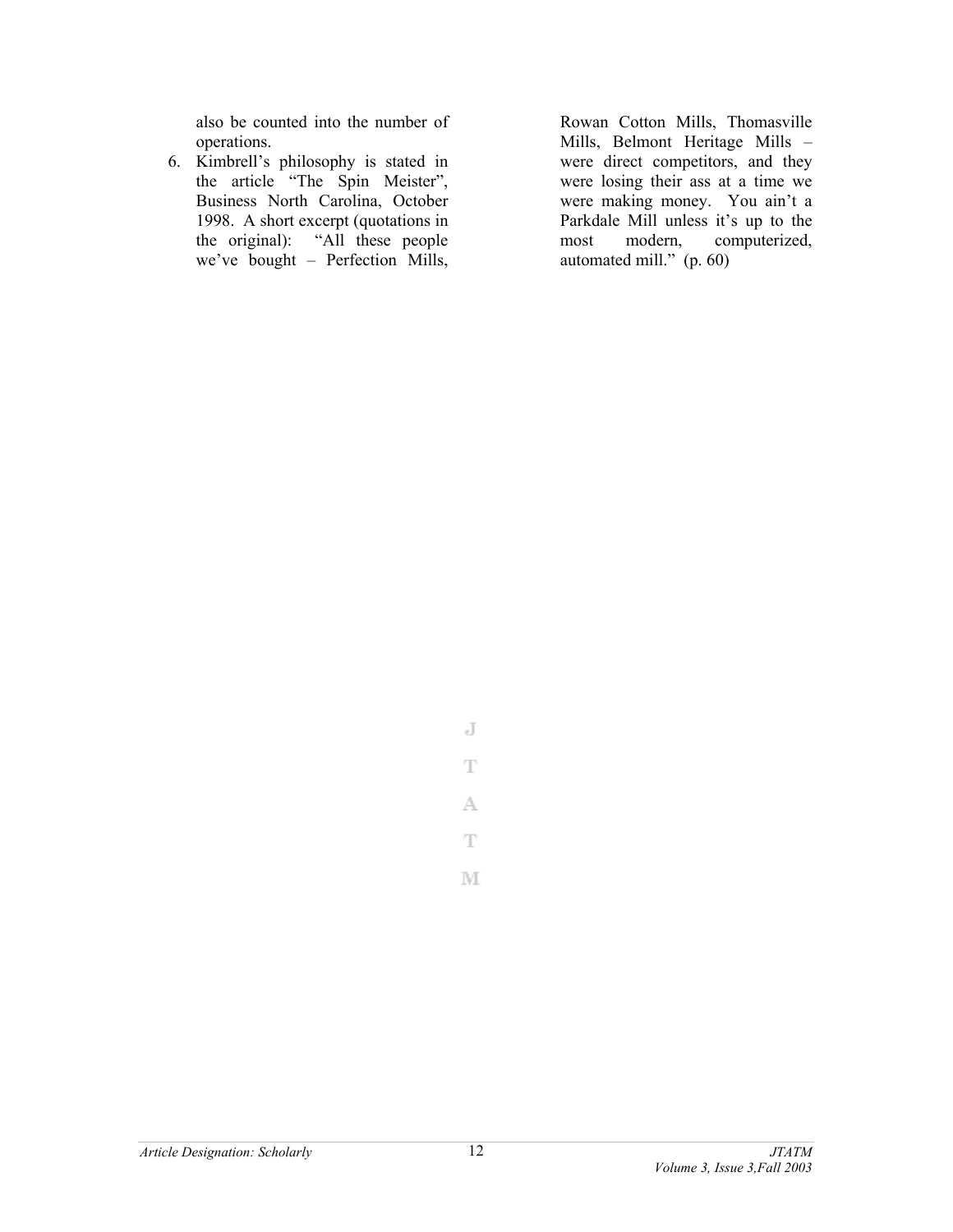also be counted into the number of operations.

6. Kimbrell's philosophy is stated in the article "The Spin Meister", Business North Carolina, October 1998. A short excerpt (quotations in the original): "All these people we've bought – Perfection Mills, Rowan Cotton Mills, Thomasville Mills, Belmont Heritage Mills – were direct competitors, and they were losing their ass at a time we were making money. You ain't a Parkdale Mill unless it's up to the most modern, computerized, automated mill." (p. 60)